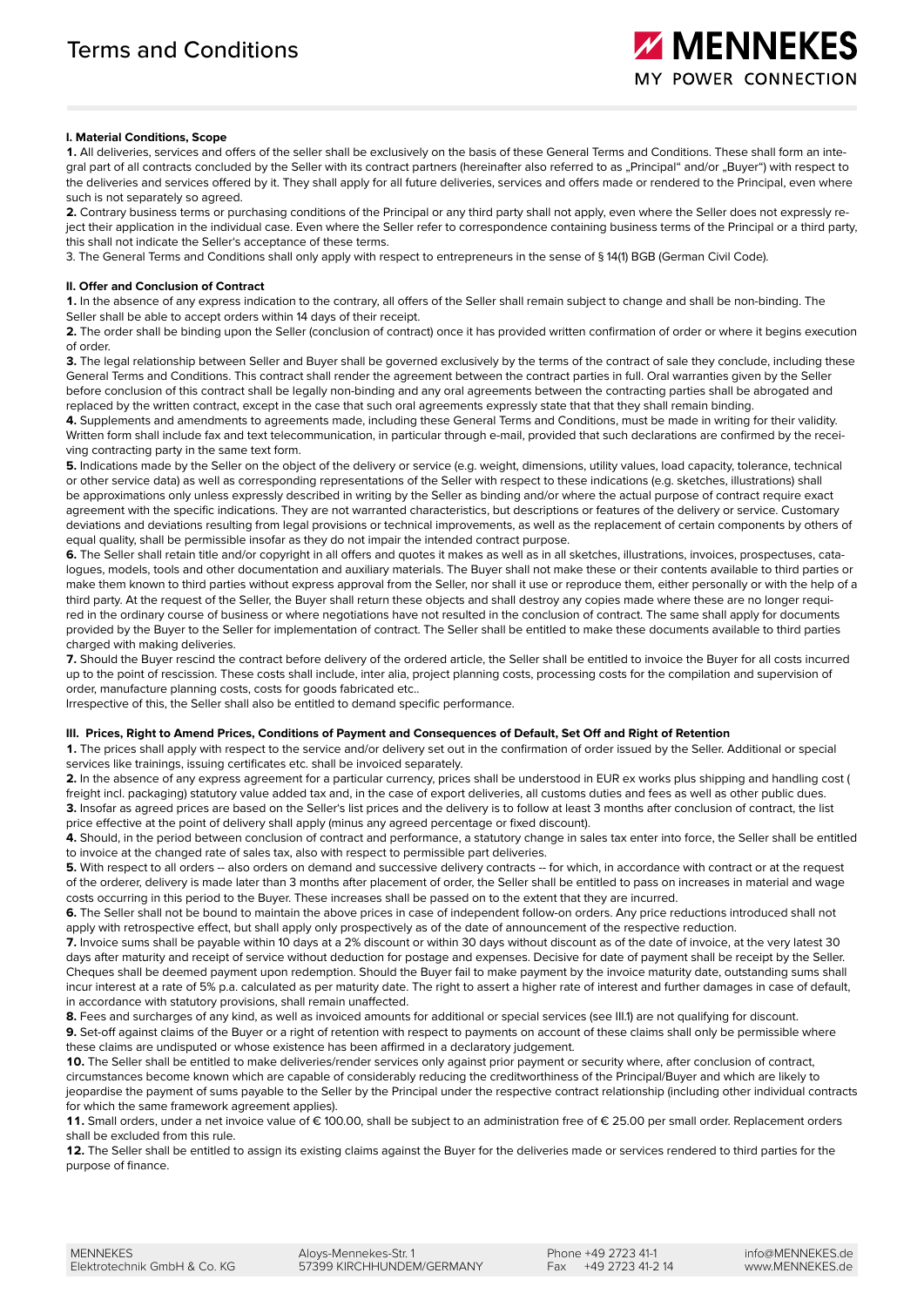# Terms and Conditions

### I. Material Conditions, Scope

**1.** All deliveries, services and offers of the seller shall be exclusively on the basis of these General Terms and Conditions. These shall form an integral part of all contracts concluded by the Seller with its contract partners (hereinafter also referred to as „Principal" and/or „Buyer") with respect to the deliveries and services offered by it. They shall apply for all future deliveries, services and offers made or rendered to the Principal, even where such is not separately so agreed.

**2.** Contrary business terms or purchasing conditions of the Principal or any third party shall not apply, even where the Seller does not expressly reject their application in the individual case. Even where the Seller refer to correspondence containing business terms of the Principal or a third party, this shall not indicate the Seller's acceptance of these terms.

3. The General Terms and Conditions shall only apply with respect to entrepreneurs in the sense of § 14(1) BGB (German Civil Code).

### II. Offer and Conclusion of Contract

**1.** In the absence of any express indication to the contrary, all offers of the Seller shall remain subject to change and shall be non-binding. The Seller shall be able to accept orders within 14 days of their receipt.

**2.** The order shall be binding upon the Seller (conclusion of contract) once it has provided written confirmation of order or where it begins execution of order.

**3.** The legal relationship between Seller and Buyer shall be governed exclusively by the terms of the contract of sale they conclude, including these General Terms and Conditions. This contract shall render the agreement between the contract parties in full. Oral warranties given by the Seller before conclusion of this contract shall be legally non-binding and any oral agreements between the contracting parties shall be abrogated and replaced by the written contract, except in the case that such oral agreements expressly state that that they shall remain binding.

**4.** Supplements and amendments to agreements made, including these General Terms and Conditions, must be made in writing for their validity. Written form shall include fax and text telecommunication, in particular through e-mail, provided that such declarations are confirmed by the receiving contracting party in the same text form.

**5.** Indications made by the Seller on the object of the delivery or service (e.g. weight, dimensions, utility values, load capacity, tolerance, technical or other service data) as well as corresponding representations of the Seller with respect to these indications (e.g. sketches, illustrations) shall be approximations only unless expressly described in writing by the Seller as binding and/or where the actual purpose of contract require exact agreement with the specific indications. They are not warranted characteristics, but descriptions or features of the delivery or service. Customary deviations and deviations resulting from legal provisions or technical improvements, as well as the replacement of certain components by others of equal quality, shall be permissible insofar as they do not impair the intended contract purpose.

**6.** The Seller shall retain title and/or copyright in all offers and quotes it makes as well as in all sketches, illustrations, invoices, prospectuses, catalogues, models, tools and other documentation and auxiliary materials. The Buyer shall not make these or their contents available to third parties or make them known to third parties without express approval from the Seller, nor shall it use or reproduce them, either personally or with the help of a third party. At the request of the Seller, the Buyer shall return these objects and shall destroy any copies made where these are no longer required in the ordinary course of business or where negotiations have not resulted in the conclusion of contract. The same shall apply for documents provided by the Buyer to the Seller for implementation of contract. The Seller shall be entitled to make these documents available to third parties charged with making deliveries.

**7.** Should the Buyer rescind the contract before delivery of the ordered article, the Seller shall be entitled to invoice the Buyer for all costs incurred up to the point of rescission. These costs shall include, inter alia, project planning costs, processing costs for the compilation and supervision of order, manufacture planning costs, costs for goods fabricated etc..

Irrespective of this, the Seller shall also be entitled to demand specific performance.

### III. Prices, Right to Amend Prices, Conditions of Payment and Consequences of Default, Set Off and Right of Retention

**1.** The prices shall apply with respect to the service and/or delivery set out in the confirmation of order issued by the Seller. Additional or special services like trainings, issuing certificates etc. shall be invoiced separately.

**2.** In the absence of any express agreement for a particular currency, prices shall be understood in EUR ex works plus shipping and handling cost ( freight incl. packaging) statutory value added tax and, in the case of export deliveries, all customs duties and fees as well as other public dues.

**3.** Insofar as agreed prices are based on the Seller's list prices and the delivery is to follow at least 3 months after conclusion of contract, the list price effective at the point of delivery shall apply (minus any agreed percentage or fixed discount).

**4.** Should, in the period between conclusion of contract and performance, a statutory change in sales tax enter into force, the Seller shall be entitled to invoice at the changed rate of sales tax, also with respect to permissible part deliveries.

**5.** With respect to all orders -- also orders on demand and successive delivery contracts -- for which, in accordance with contract or at the request of the orderer, delivery is made later than 3 months after placement of order, the Seller shall be entitled to pass on increases in material and wage costs occurring in this period to the Buyer. These increases shall be passed on to the extent that they are incurred.

**6.** The Seller shall not be bound to maintain the above prices in case of independent follow-on orders. Any price reductions introduced shall not apply with retrospective effect, but shall apply only prospectively as of the date of announcement of the respective reduction.

**7.** Invoice sums shall be payable within 10 days at a 2% discount or within 30 days without discount as of the date of invoice, at the very latest 30 days after maturity and receipt of service without deduction for postage and expenses. Decisive for date of payment shall be receipt by the Seller. Cheques shall be deemed payment upon redemption. Should the Buyer fail to make payment by the invoice maturity date, outstanding sums shall incur interest at a rate of 5% p.a. calculated as per maturity date. The right to assert a higher rate of interest and further damages in case of default, in accordance with statutory provisions, shall remain unaffected.

**8.** Fees and surcharges of any kind, as well as invoiced amounts for additional or special services (see III.1) are not qualifying for discount.

**9.** Set-off against claims of the Buyer or a right of retention with respect to payments on account of these claims shall only be permissible where these claims are undisputed or whose existence has been affirmed in a declaratory judgement.

**10.** The Seller shall be entitled to make deliveries/render services only against prior payment or security where, after conclusion of contract, circumstances become known which are capable of considerably reducing the creditworthiness of the Principal/Buyer and which are likely to jeopardise the payment of sums payable to the Seller by the Principal under the respective contract relationship (including other individual contracts for which the same framework agreement applies).

**11.** Small orders, under a net invoice value of € 100.00, shall be subject to an administration free of € 25.00 per small order. Replacement orders shall be excluded from this rule.

**12.** The Seller shall be entitled to assign its existing claims against the Buyer for the deliveries made or services rendered to third parties for the purpose of finance.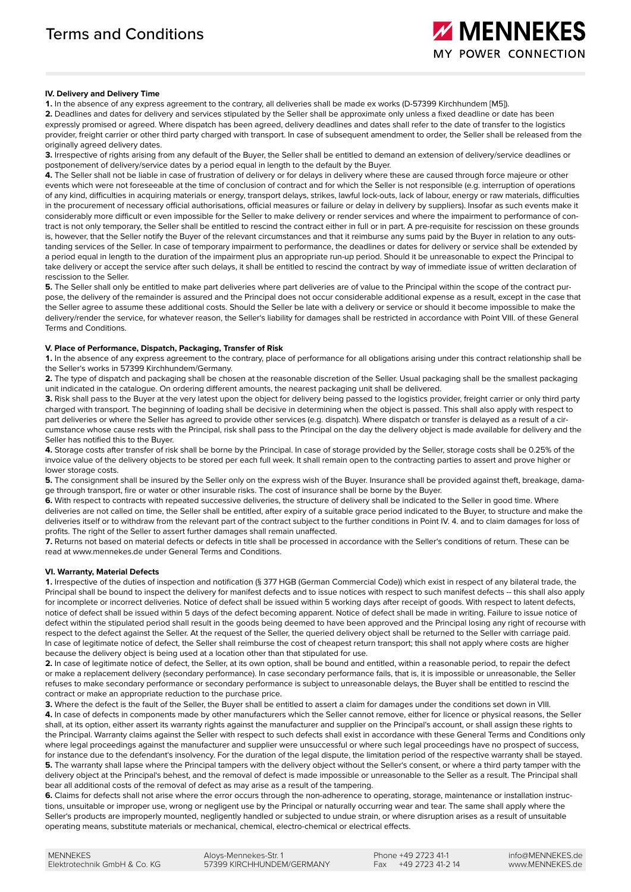### IV. Delivery and Delivery Time

**1.** In the absence of any express agreement to the contrary, all deliveries shall be made ex works (D-57399 Kirchhundem [M5]).

**2.** Deadlines and dates for delivery and services stipulated by the Seller shall be approximate only unless a fixed deadline or date has been expressly promised or agreed. Where dispatch has been agreed, delivery deadlines and dates shall refer to the date of transfer to the logistics provider, freight carrier or other third party charged with transport. In case of subsequent amendment to order, the Seller shall be released from the originally agreed delivery dates.

**3.** Irrespective of rights arising from any default of the Buyer, the Seller shall be entitled to demand an extension of delivery/service deadlines or postponement of delivery/service dates by a period equal in length to the default by the Buyer.

**4.** The Seller shall not be liable in case of frustration of delivery or for delays in delivery where these are caused through force majeure or other events which were not foreseeable at the time of conclusion of contract and for which the Seller is not responsible (e.g. interruption of operations of any kind, difficulties in acquiring materials or energy, transport delays, strikes, lawful lock-outs, lack of labour, energy or raw materials, difficulties in the procurement of necessary official authorisations, official measures or failure or delay in delivery by suppliers). Insofar as such events make it considerably more difficult or even impossible for the Seller to make delivery or render services and where the impairment to performance of contract is not only temporary, the Seller shall be entitled to rescind the contract either in full or in part. A pre-requisite for rescission on these grounds is, however, that the Seller notify the Buyer of the relevant circumstances and that it reimburse any sums paid by the Buyer in relation to any outstanding services of the Seller. In case of temporary impairment to performance, the deadlines or dates for delivery or service shall be extended by a period equal in length to the duration of the impairment plus an appropriate run-up period. Should it be unreasonable to expect the Principal to take delivery or accept the service after such delays, it shall be entitled to rescind the contract by way of immediate issue of written declaration of rescission to the Seller.

**5.** The Seller shall only be entitled to make part deliveries where part deliveries are of value to the Principal within the scope of the contract purpose, the delivery of the remainder is assured and the Principal does not occur considerable additional expense as a result, except in the case that the Seller agree to assume these additional costs. Should the Seller be late with a delivery or service or should it become impossible to make the delivery/render the service, for whatever reason, the Seller's liability for damages shall be restricted in accordance with Point VIII. of these General Terms and Conditions.

### V. Place of Performance, Dispatch, Packaging, Transfer of Risk

**1.** In the absence of any express agreement to the contrary, place of performance for all obligations arising under this contract relationship shall be the Seller's works in 57399 Kirchhundem/Germany.

**2.** The type of dispatch and packaging shall be chosen at the reasonable discretion of the Seller. Usual packaging shall be the smallest packaging unit indicated in the catalogue. On ordering different amounts, the nearest packaging unit shall be delivered.

**3.** Risk shall pass to the Buyer at the very latest upon the object for delivery being passed to the logistics provider, freight carrier or only third party charged with transport. The beginning of loading shall be decisive in determining when the object is passed. This shall also apply with respect to part deliveries or where the Seller has agreed to provide other services (e.g. dispatch). Where dispatch or transfer is delayed as a result of a circumstance whose cause rests with the Principal, risk shall pass to the Principal on the day the delivery object is made available for delivery and the Seller has notified this to the Buyer.

**4.** Storage costs after transfer of risk shall be borne by the Principal. In case of storage provided by the Seller, storage costs shall be 0.25% of the invoice value of the delivery objects to be stored per each full week. It shall remain open to the contracting parties to assert and prove higher or lower storage costs.

**5.** The consignment shall be insured by the Seller only on the express wish of the Buyer. Insurance shall be provided against theft, breakage, damage through transport, fire or water or other insurable risks. The cost of insurance shall be borne by the Buyer.

**6.** With respect to contracts with repeated successive deliveries, the structure of delivery shall be indicated to the Seller in good time. Where deliveries are not called on time, the Seller shall be entitled, after expiry of a suitable grace period indicated to the Buyer, to structure and make the deliveries itself or to withdraw from the relevant part of the contract subject to the further conditions in Point IV. 4. and to claim damages for loss of profits. The right of the Seller to assert further damages shall remain unaffected.

**7.** Returns not based on material defects or defects in title shall be processed in accordance with the Seller's conditions of return. These can be read at www.mennekes.de under General Terms and Conditions.

### VI. Warranty, Material Defects

**1.** Irrespective of the duties of inspection and notification (§ 377 HGB (German Commercial Code)) which exist in respect of any bilateral trade, the Principal shall be bound to inspect the delivery for manifest defects and to issue notices with respect to such manifest defects -- this shall also apply for incomplete or incorrect deliveries. Notice of defect shall be issued within 5 working days after receipt of goods. With respect to latent defects, notice of defect shall be issued within 5 days of the defect becoming apparent. Notice of defect shall be made in writing. Failure to issue notice of defect within the stipulated period shall result in the goods being deemed to have been approved and the Principal losing any right of recourse with respect to the defect against the Seller. At the request of the Seller, the queried delivery object shall be returned to the Seller with carriage paid. In case of legitimate notice of defect, the Seller shall reimburse the cost of cheapest return transport; this shall not apply where costs are higher because the delivery object is being used at a location other than that stipulated for use.

**2.** In case of legitimate notice of defect, the Seller, at its own option, shall be bound and entitled, within a reasonable period, to repair the defect or make a replacement delivery (secondary performance). In case secondary performance fails, that is, it is impossible or unreasonable, the Seller refuses to make secondary performance or secondary performance is subject to unreasonable delays, the Buyer shall be entitled to rescind the contract or make an appropriate reduction to the purchase price.

**3.** Where the defect is the fault of the Seller, the Buyer shall be entitled to assert a claim for damages under the conditions set down in VIII.

**4.** In case of defects in components made by other manufacturers which the Seller cannot remove, either for licence or physical reasons, the Seller shall, at its option, either assert its warranty rights against the manufacturer and supplier on the Principal's account, or shall assign these rights to the Principal. Warranty claims against the Seller with respect to such defects shall exist in accordance with these General Terms and Conditions only where legal proceedings against the manufacturer and supplier were unsuccessful or where such legal proceedings have no prospect of success, for instance due to the defendant's insolvency. For the duration of the legal dispute, the limitation period of the respective warranty shall be stayed.

**5.** The warranty shall lapse where the Principal tampers with the delivery object without the Seller's consent, or where a third party tamper with the delivery object at the Principal's behest, and the removal of defect is made impossible or unreasonable to the Seller as a result. The Principal shall bear all additional costs of the removal of defect as may arise as a result of the tampering.

**6.** Claims for defects shall not arise where the error occurs through the non-adherence to operating, storage, maintenance or installation instructions, unsuitable or improper use, wrong or negligent use by the Principal or naturally occurring wear and tear. The same shall apply where the Seller's products are improperly mounted, negligently handled or subjected to undue strain, or where disruption arises as a result of unsuitable operating means, substitute materials or mechanical, chemical, electro-chemical or electrical effects.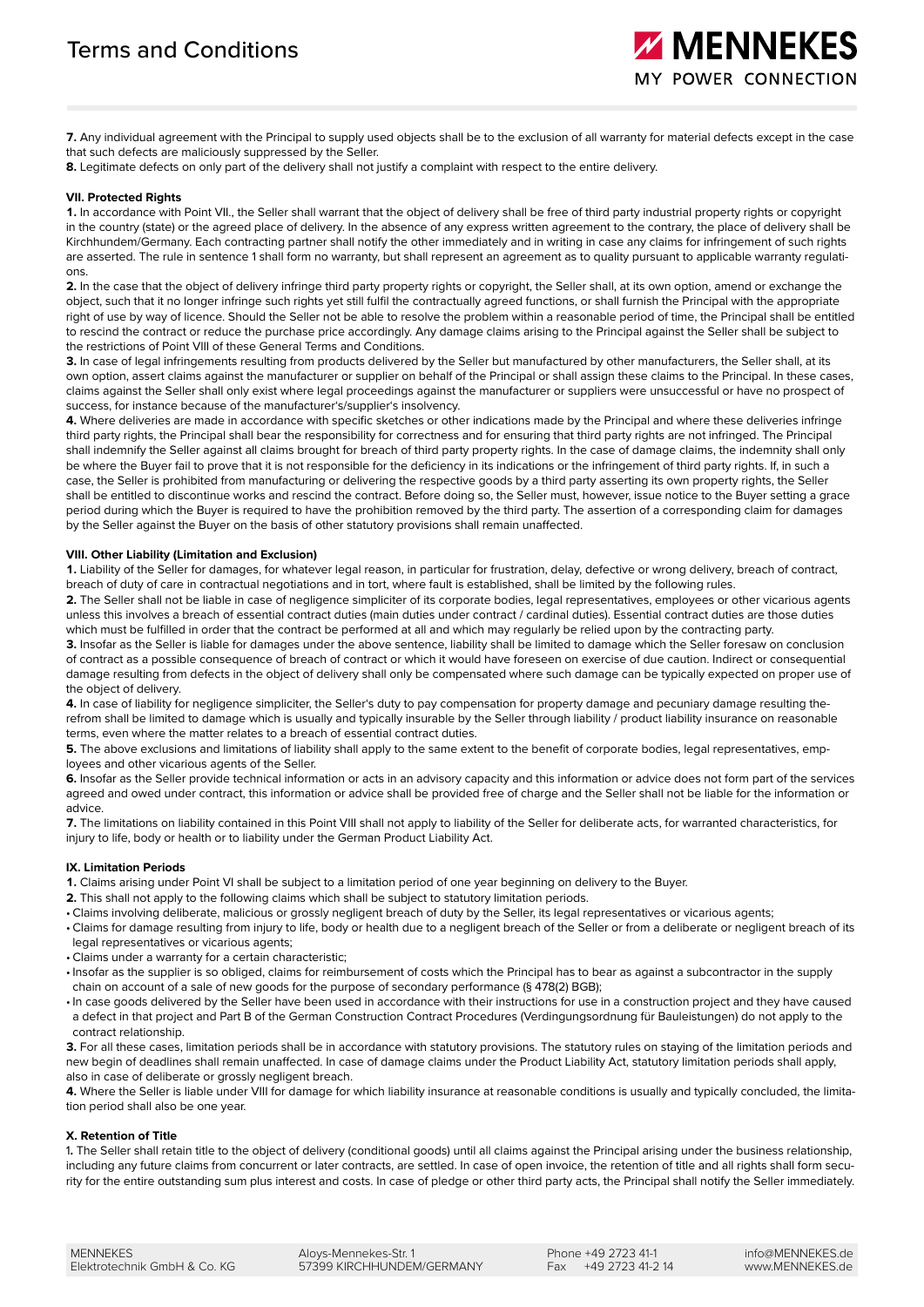**7.** Any individual agreement with the Principal to supply used objects shall be to the exclusion of all warranty for material defects except in the case that such defects are maliciously suppressed by the Seller.
**8.** Legitimate defects on only part of the delivery shall not justify a complaint with respect to the entire delivery.

**VII. Protected Rights**

**1.** In accordance with Point VII., the Seller shall warrant that the object of delivery shall be free of third party industrial property rights or copyright in the country (state) or the agreed place of delivery. In the absence of any express written agreement to the contrary, the place of delivery shall be Kirchhundem/Germany. Each contracting partner shall notify the other immediately and in writing in case any claims for infringement of such rights are asserted. The rule in sentence 1 shall form no warranty, but shall represent an agreement as to quality pursuant to applicable warranty regulations.

**2.** In the case that the object of delivery infringe third party property rights or copyright, the Seller shall, at its own option, amend or exchange the object, such that it no longer infringe such rights yet still fulfil the contractually agreed functions, or shall furnish the Principal with the appropriate right of use by way of licence. Should the Seller not be able to resolve the problem within a reasonable period of time, the Principal shall be entitled to rescind the contract or reduce the purchase price accordingly. Any damage claims arising to the Principal against the Seller shall be subject to the restrictions of Point VIII of these General Terms and Conditions.

**3.** In case of legal infringements resulting from products delivered by the Seller but manufactured by other manufacturers, the Seller shall, at its own option, assert claims against the manufacturer or supplier on behalf of the Principal or shall assign these claims to the Principal. In these cases, claims against the Seller shall only exist where legal proceedings against the manufacturer or suppliers were unsuccessful or have no prospect of success, for instance because of the manufacturer's/supplier's insolvency.

**4.** Where deliveries are made in accordance with specific sketches or other indications made by the Principal and where these deliveries infringe third party rights, the Principal shall bear the responsibility for correctness and for ensuring that third party rights are not infringed. The Principal shall indemnify the Seller against all claims brought for breach of third party property rights. In the case of damage claims, the indemnity shall only be where the Buyer fail to prove that it is not responsible for the deficiency in its indications or the infringement of third party rights. If, in such a case, the Seller is prohibited from manufacturing or delivering the respective goods by a third party asserting its own property rights, the Seller shall be entitled to discontinue works and rescind the contract. Before doing so, the Seller must, however, issue notice to the Buyer setting a grace period during which the Buyer is required to have the prohibition removed by the third party. The assertion of a corresponding claim for damages by the Seller against the Buyer on the basis of other statutory provisions shall remain unaffected.

**VIII. Other Liability (Limitation and Exclusion)**

**1.** Liability of the Seller for damages, for whatever legal reason, in particular for frustration, delay, defective or wrong delivery, breach of contract, breach of duty of care in contractual negotiations and in tort, where fault is established, shall be limited by the following rules.

**2.** The Seller shall not be liable in case of negligence simpliciter of its corporate bodies, legal representatives, employees or other vicarious agents unless this involves a breach of essential contract duties (main duties under contract / cardinal duties). Essential contract duties are those duties which must be fulfilled in order that the contract be performed at all and which may regularly be relied upon by the contracting party.

**3.** Insofar as the Seller is liable for damages under the above sentence, liability shall be limited to damage which the Seller foresaw on conclusion of contract as a possible consequence of breach of contract or which it would have foreseen on exercise of due caution. Indirect or consequential damage resulting from defects in the object of delivery shall only be compensated where such damage can be typically expected on proper use of the object of delivery.

**4.** In case of liability for negligence simpliciter, the Seller's duty to pay compensation for property damage and pecuniary damage resulting therefrom shall be limited to damage which is usually and typically insurable by the Seller through liability / product liability insurance on reasonable terms, even where the matter relates to a breach of essential contract duties.

**5.** The above exclusions and limitations of liability shall apply to the same extent to the benefit of corporate bodies, legal representatives, employees and other vicarious agents of the Seller.

**6.** Insofar as the Seller provide technical information or acts in an advisory capacity and this information or advice does not form part of the services agreed and owed under contract, this information or advice shall be provided free of charge and the Seller shall not be liable for the information or advice.

**7.** The limitations on liability contained in this Point VIII shall not apply to liability of the Seller for deliberate acts, for warranted characteristics, for injury to life, body or health or to liability under the German Product Liability Act.

**IX. Limitation Periods**

**1.** Claims arising under Point VI shall be subject to a limitation period of one year beginning on delivery to the Buyer.

**2.** This shall not apply to the following claims which shall be subject to statutory limitation periods.

- Claims involving deliberate, malicious or grossly negligent breach of duty by the Seller, its legal representatives or vicarious agents;
- Claims for damage resulting from injury to life, body or health due to a negligent breach of the Seller or from a deliberate or negligent breach of its legal representatives or vicarious agents;
- Claims under a warranty for a certain characteristic;
- Insofar as the supplier is so obliged, claims for reimbursement of costs which the Principal has to bear as against a subcontractor in the supply chain on account of a sale of new goods for the purpose of secondary performance (§ 478(2) BGB);
- In case goods delivered by the Seller have been used in accordance with their instructions for use in a construction project and they have caused a defect in that project and Part B of the German Construction Contract Procedures (Verdingungsordnung für Bauleistungen) do not apply to the contract relationship.

**3.** For all these cases, limitation periods shall be in accordance with statutory provisions. The statutory rules on staying of the limitation periods and new begin of deadlines shall remain unaffected. In case of damage claims under the Product Liability Act, statutory limitation periods shall apply, also in case of deliberate or grossly negligent breach.

**4.** Where the Seller is liable under VIII for damage for which liability insurance at reasonable conditions is usually and typically concluded, the limitation period shall also be one year.

**X. Retention of Title**

**1.** The Seller shall retain title to the object of delivery (conditional goods) until all claims against the Principal arising under the business relationship, including any future claims from concurrent or later contracts, are settled. In case of open invoice, the retention of title and all rights shall form security for the entire outstanding sum plus interest and costs. In case of pledge or other third party acts, the Principal shall notify the Seller immediately.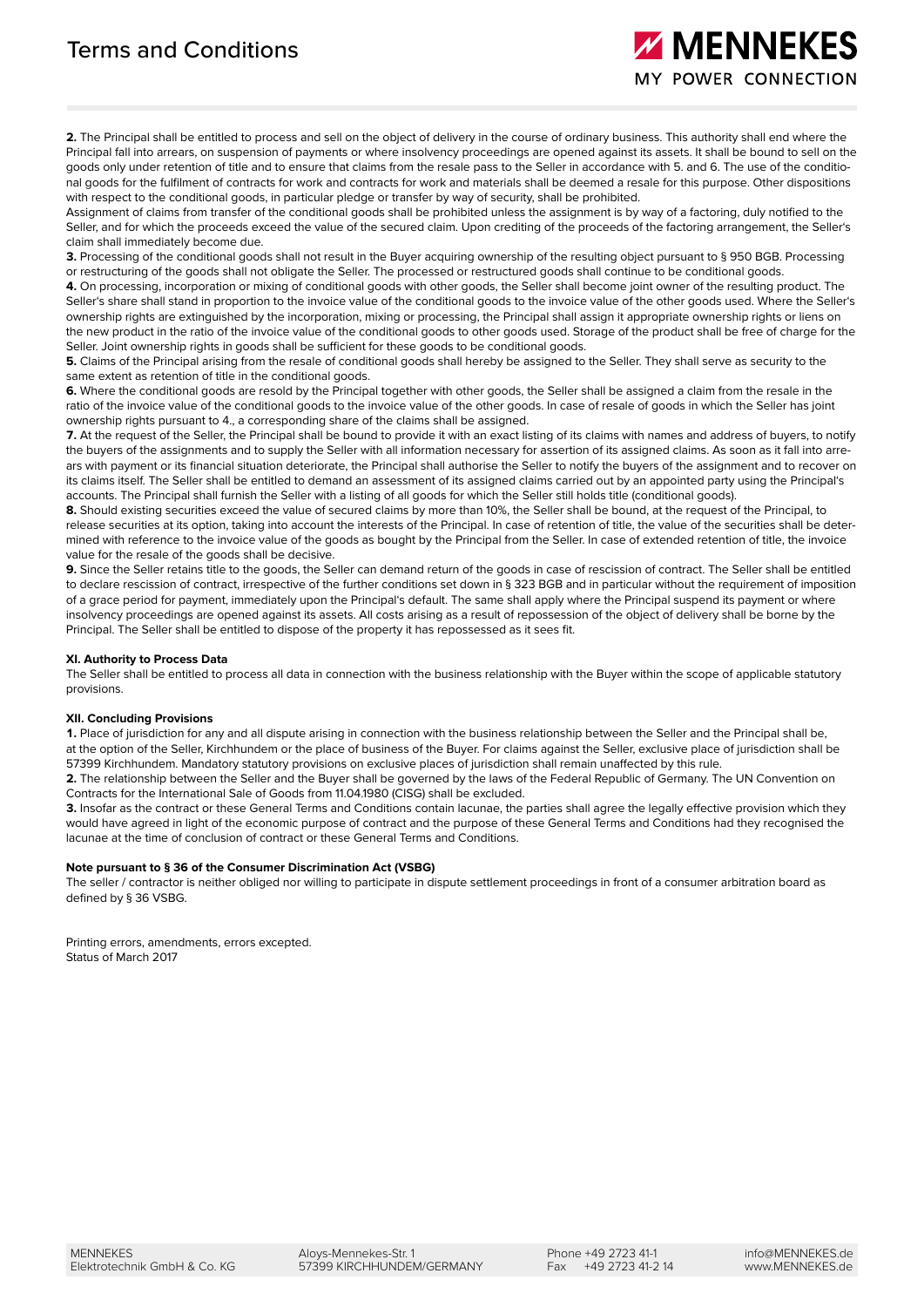**2.** The Principal shall be entitled to process and sell on the object of delivery in the course of ordinary business. This authority shall end where the Principal fall into arrears, on suspension of payments or where insolvency proceedings are opened against its assets. It shall be bound to sell on the goods only under retention of title and to ensure that claims from the resale pass to the Seller in accordance with 5. and 6. The use of the conditional goods for the fulfilment of contracts for work and contracts for work and materials shall be deemed a resale for this purpose. Other dispositions with respect to the conditional goods, in particular pledge or transfer by way of security, shall be prohibited.
Assignment of claims from transfer of the conditional goods shall be prohibited unless the assignment is by way of a factoring, duly notified to the Seller, and for which the proceeds exceed the value of the secured claim. Upon crediting of the proceeds of the factoring arrangement, the Seller's claim shall immediately become due.

**3.** Processing of the conditional goods shall not result in the Buyer acquiring ownership of the resulting object pursuant to § 950 BGB. Processing or restructuring of the goods shall not obligate the Seller. The processed or restructured goods shall continue to be conditional goods.

**4.** On processing, incorporation or mixing of conditional goods with other goods, the Seller shall become joint owner of the resulting product. The Seller's share shall stand in proportion to the invoice value of the conditional goods to the invoice value of the other goods used. Where the Seller's ownership rights are extinguished by the incorporation, mixing or processing, the Principal shall assign it appropriate ownership rights or liens on the new product in the ratio of the invoice value of the conditional goods to other goods used. Storage of the product shall be free of charge for the Seller. Joint ownership rights in goods shall be sufficient for these goods to be conditional goods.

**5.** Claims of the Principal arising from the resale of conditional goods shall hereby be assigned to the Seller. They shall serve as security to the same extent as retention of title in the conditional goods.

**6.** Where the conditional goods are resold by the Principal together with other goods, the Seller shall be assigned a claim from the resale in the ratio of the invoice value of the conditional goods to the invoice value of the other goods. In case of resale of goods in which the Seller has joint ownership rights pursuant to 4., a corresponding share of the claims shall be assigned.

**7.** At the request of the Seller, the Principal shall be bound to provide it with an exact listing of its claims with names and address of buyers, to notify the buyers of the assignments and to supply the Seller with all information necessary for assertion of its assigned claims. As soon as it fall into arrears with payment or its financial situation deteriorate, the Principal shall authorise the Seller to notify the buyers of the assignment and to recover on its claims itself. The Seller shall be entitled to demand an assessment of its assigned claims carried out by an appointed party using the Principal's accounts. The Principal shall furnish the Seller with a listing of all goods for which the Seller still holds title (conditional goods).

**8.** Should existing securities exceed the value of secured claims by more than 10%, the Seller shall be bound, at the request of the Principal, to release securities at its option, taking into account the interests of the Principal. In case of retention of title, the value of the securities shall be determined with reference to the invoice value of the goods as bought by the Principal from the Seller. In case of extended retention of title, the invoice value for the resale of the goods shall be decisive.

**9.** Since the Seller retains title to the goods, the Seller can demand return of the goods in case of rescission of contract. The Seller shall be entitled to declare rescission of contract, irrespective of the further conditions set down in § 323 BGB and in particular without the requirement of imposition of a grace period for payment, immediately upon the Principal's default. The same shall apply where the Principal suspend its payment or where insolvency proceedings are opened against its assets. All costs arising as a result of repossession of the object of delivery shall be borne by the Principal. The Seller shall be entitled to dispose of the property it has repossessed as it sees fit.

**XI. Authority to Process Data**

The Seller shall be entitled to process all data in connection with the business relationship with the Buyer within the scope of applicable statutory provisions.

**XII. Concluding Provisions**

**1.** Place of jurisdiction for any and all dispute arising in connection with the business relationship between the Seller and the Principal shall be, at the option of the Seller, Kirchhundem or the place of business of the Buyer. For claims against the Seller, exclusive place of jurisdiction shall be 57399 Kirchhundem. Mandatory statutory provisions on exclusive places of jurisdiction shall remain unaffected by this rule.

**2.** The relationship between the Seller and the Buyer shall be governed by the laws of the Federal Republic of Germany. The UN Convention on Contracts for the International Sale of Goods from 11.04.1980 (CISG) shall be excluded.

**3.** Insofar as the contract or these General Terms and Conditions contain lacunae, the parties shall agree the legally effective provision which they would have agreed in light of the economic purpose of contract and the purpose of these General Terms and Conditions had they recognised the lacunae at the time of conclusion of contract or these General Terms and Conditions.

**Note pursuant to § 36 of the Consumer Discrimination Act (VSBG)**

The seller / contractor is neither obliged nor willing to participate in dispute settlement proceedings in front of a consumer arbitration board as defined by § 36 VSBG.

Printing errors, amendments, errors excepted.
Status of March 2017